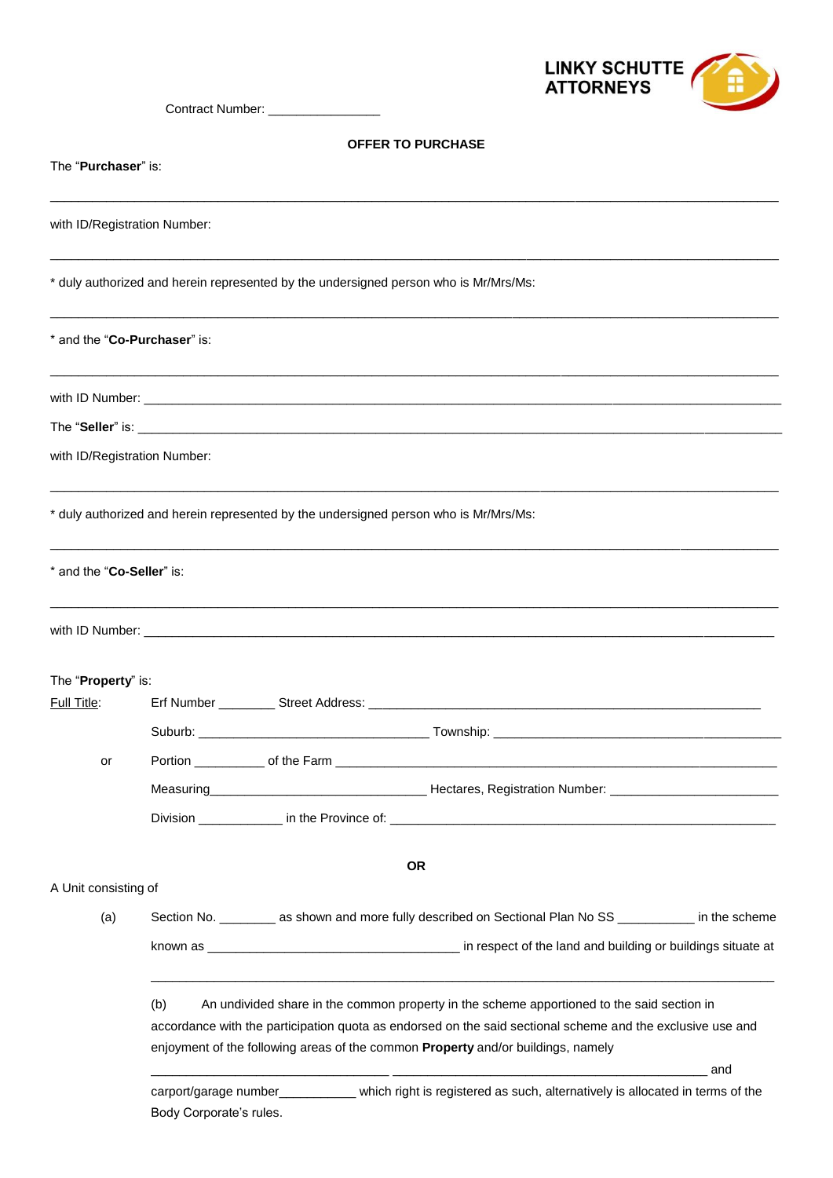LINKY SCHUTTE ATTORNEYS

Contract Number: ________________

**OFFER TO PURCHASE**

The "**Purchaser**" is:

______________________________________________________________________________________________

with ID/Registration Number:

______________________________________________________________________________________________

* duly authorized and herein represented by the undersigned person who is Mr/Mrs/Ms:

______________________________________________________________________________________________

* and the "**Co-Purchaser**" is:

______________________________________________________________________________________________

with ID Number: _______________________________________________________________________________

The "**Seller**" is: _____________________________________________________________________________

with ID/Registration Number:

______________________________________________________________________________________________

* duly authorized and herein represented by the undersigned person who is Mr/Mrs/Ms:

______________________________________________________________________________________________

* and the "**Co-Seller**" is:

______________________________________________________________________________________________

with ID Number: _______________________________________________________________________________

The "**Property**" is:

Full Title: Erf Number ________ Street Address: __________________________________________________

Suburb: _________________________________ Township: ____________________________________________

or Portion __________ of the Farm ______________________________________________________________

Measuring________________________________ Hectares, Registration Number: ________________________

Division ____________ in the Province of: _________________________________________________________

**OR**

A Unit consisting of

(a) Section No. ________ as shown and more fully described on Sectional Plan No SS ___________ in the scheme known as ____________________________________ in respect of the land and building or buildings situate at

______________________________________________________________________________________________

(b) An undivided share in the common property in the scheme apportioned to the said section in accordance with the participation quota as endorsed on the said sectional scheme and the exclusive use and enjoyment of the following areas of the common **Property** and/or buildings, namely

___________________________________ ______________________________________________ and carport/garage number___________ which right is registered as such, alternatively is allocated in terms of the Body Corporate's rules.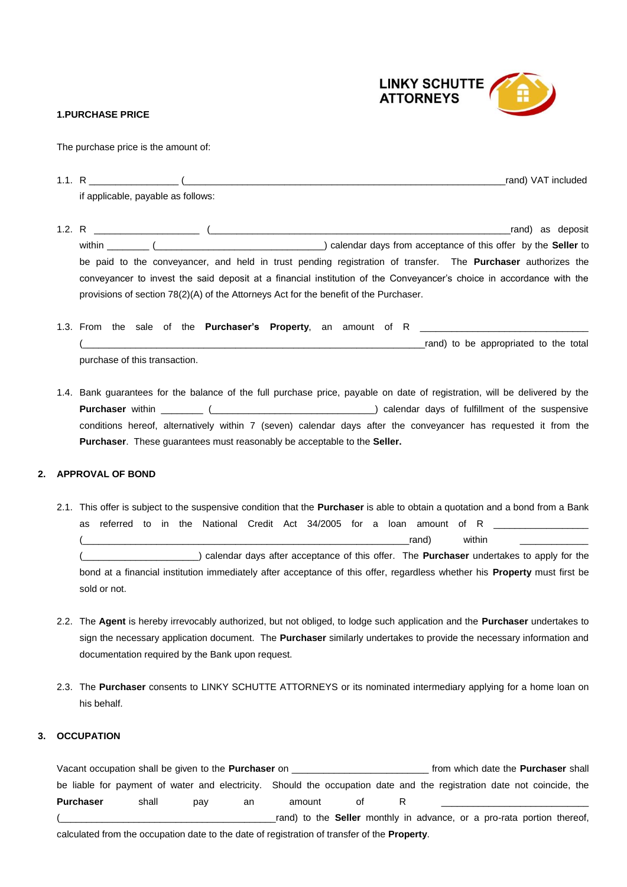**1.PURCHASE PRICE**

The purchase price is the amount of:

1.1. R ________________ (____________________________________________________________rand) VAT included if applicable, payable as follows:

1.2. R ___________________ (_________________________________________________________rand) as deposit within ________ (________________________________) calendar days from acceptance of this offer by the **Seller** to be paid to the conveyancer, and held in trust pending registration of transfer. The **Purchaser** authorizes the conveyancer to invest the said deposit at a financial institution of the Conveyancer's choice in accordance with the provisions of section 78(2)(A) of the Attorneys Act for the benefit of the Purchaser.

1.3. From the sale of the **Purchaser's Property**, an amount of R _______________________________ (_______________________________________________________________rand) to be appropriated to the total purchase of this transaction.

1.4. Bank guarantees for the balance of the full purchase price, payable on date of registration, will be delivered by the **Purchaser** within ________ (______________________________) calendar days of fulfillment of the suspensive conditions hereof, alternatively within 7 (seven) calendar days after the conveyancer has requested it from the **Purchaser**. These guarantees must reasonably be acceptable to the **Seller.**

## 2. APPROVAL OF BOND

2.1. This offer is subject to the suspensive condition that the **Purchaser** is able to obtain a quotation and a bond from a Bank as referred to in the National Credit Act 34/2005 for a loan amount of R _________________ (_____________________________________________________________rand) within _____________ (_____________________) calendar days after acceptance of this offer. The **Purchaser** undertakes to apply for the bond at a financial institution immediately after acceptance of this offer, regardless whether his **Property** must first be sold or not.

2.2. The **Agent** is hereby irrevocably authorized, but not obliged, to lodge such application and the **Purchaser** undertakes to sign the necessary application document. The **Purchaser** similarly undertakes to provide the necessary information and documentation required by the Bank upon request.

2.3. The **Purchaser** consents to LINKY SCHUTTE ATTORNEYS or its nominated intermediary applying for a home loan on his behalf.

## 3. OCCUPATION

Vacant occupation shall be given to the **Purchaser** on _________________________ from which date the **Purchaser** shall be liable for payment of water and electricity. Should the occupation date and the registration date not coincide, the **Purchaser** shall pay an amount of R ___________________________ (_________________________________________rand) to the **Seller** monthly in advance, or a pro-rata portion thereof, calculated from the occupation date to the date of registration of transfer of the **Property**.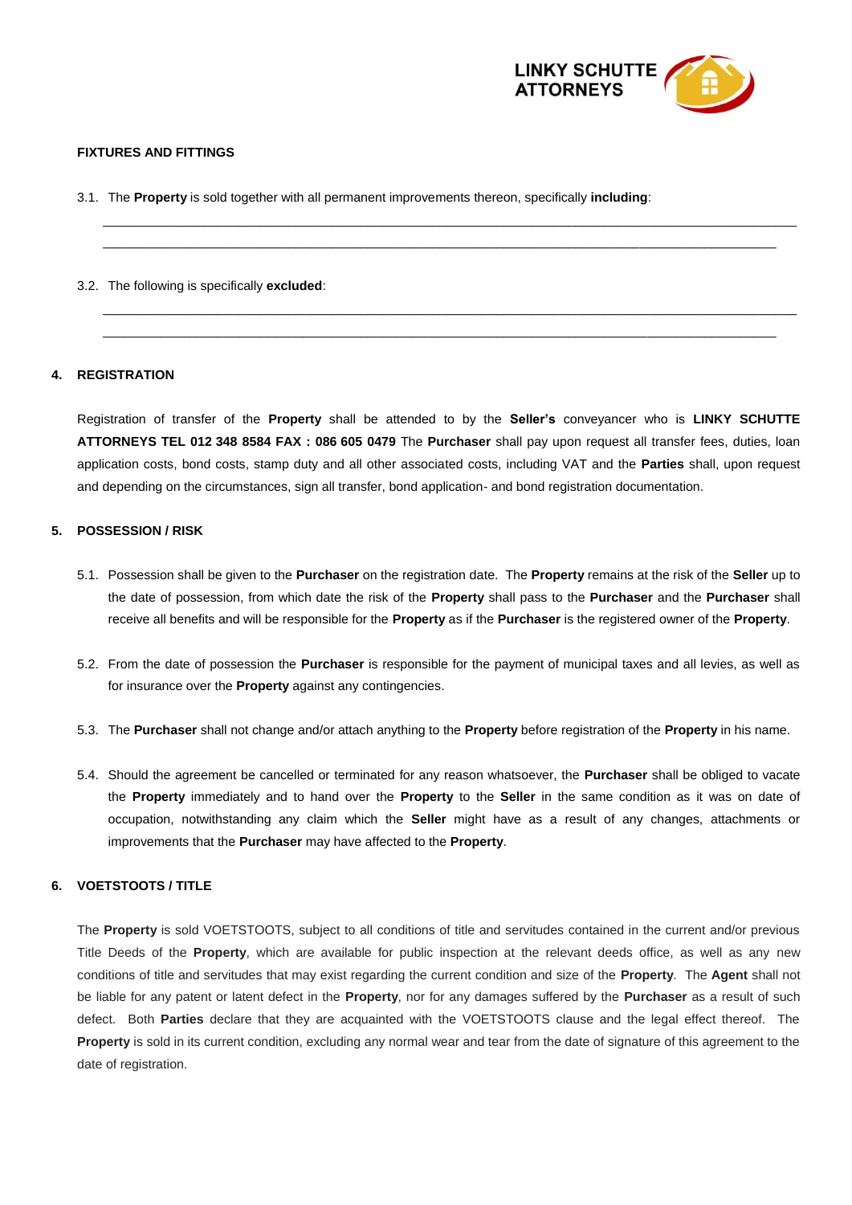**FIXTURES AND FITTINGS**

3.1. The **Property** is sold together with all permanent improvements thereon, specifically **including**:

______________________________________________________________________________________

______________________________________________________________________________________

3.2. The following is specifically **excluded**:

______________________________________________________________________________________

______________________________________________________________________________________

## 4. REGISTRATION

Registration of transfer of the **Property** shall be attended to by the **Seller's** conveyancer who is **LINKY SCHUTTE ATTORNEYS TEL 012 348 8584 FAX : 086 605 0479** The **Purchaser** shall pay upon request all transfer fees, duties, loan application costs, bond costs, stamp duty and all other associated costs, including VAT and the **Parties** shall, upon request and depending on the circumstances, sign all transfer, bond application- and bond registration documentation.

## 5. POSSESSION / RISK

5.1. Possession shall be given to the **Purchaser** on the registration date. The **Property** remains at the risk of the **Seller** up to the date of possession, from which date the risk of the **Property** shall pass to the **Purchaser** and the **Purchaser** shall receive all benefits and will be responsible for the **Property** as if the **Purchaser** is the registered owner of the **Property**.

5.2. From the date of possession the **Purchaser** is responsible for the payment of municipal taxes and all levies, as well as for insurance over the **Property** against any contingencies.

5.3. The **Purchaser** shall not change and/or attach anything to the **Property** before registration of the **Property** in his name.

5.4. Should the agreement be cancelled or terminated for any reason whatsoever, the **Purchaser** shall be obliged to vacate the **Property** immediately and to hand over the **Property** to the **Seller** in the same condition as it was on date of occupation, notwithstanding any claim which the **Seller** might have as a result of any changes, attachments or improvements that the **Purchaser** may have affected to the **Property**.

## 6. VOETSTOOTS / TITLE

The **Property** is sold VOETSTOOTS, subject to all conditions of title and servitudes contained in the current and/or previous Title Deeds of the **Property**, which are available for public inspection at the relevant deeds office, as well as any new conditions of title and servitudes that may exist regarding the current condition and size of the **Property**. The **Agent** shall not be liable for any patent or latent defect in the **Property**, nor for any damages suffered by the **Purchaser** as a result of such defect. Both **Parties** declare that they are acquainted with the VOETSTOOTS clause and the legal effect thereof. The **Property** is sold in its current condition, excluding any normal wear and tear from the date of signature of this agreement to the date of registration.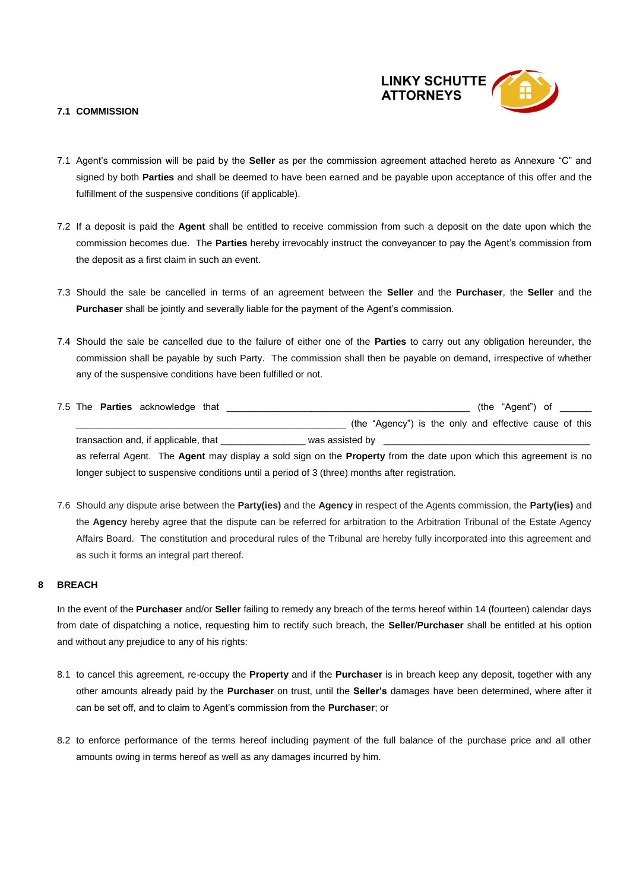### 7.1 COMMISSION

7.1 Agent's commission will be paid by the **Seller** as per the commission agreement attached hereto as Annexure "C" and signed by both **Parties** and shall be deemed to have been earned and be payable upon acceptance of this offer and the fulfillment of the suspensive conditions (if applicable).

7.2 If a deposit is paid the **Agent** shall be entitled to receive commission from such a deposit on the date upon which the commission becomes due. The **Parties** hereby irrevocably instruct the conveyancer to pay the Agent's commission from the deposit as a first claim in such an event.

7.3 Should the sale be cancelled in terms of an agreement between the **Seller** and the **Purchaser**, the **Seller** and the **Purchaser** shall be jointly and severally liable for the payment of the Agent's commission.

7.4 Should the sale be cancelled due to the failure of either one of the **Parties** to carry out any obligation hereunder, the commission shall be payable by such Party. The commission shall then be payable on demand, irrespective of whether any of the suspensive conditions have been fulfilled or not.

7.5 The **Parties** acknowledge that ______________________________________________ (the "Agent") of ______ ____________________________________________________ (the "Agency") is the only and effective cause of this transaction and, if applicable, that ________________ was assisted by ________________________________________ as referral Agent. The **Agent** may display a sold sign on the **Property** from the date upon which this agreement is no longer subject to suspensive conditions until a period of 3 (three) months after registration.

7.6 Should any dispute arise between the **Party(ies)** and the **Agency** in respect of the Agents commission, the **Party(ies)** and the **Agency** hereby agree that the dispute can be referred for arbitration to the Arbitration Tribunal of the Estate Agency Affairs Board. The constitution and procedural rules of the Tribunal are hereby fully incorporated into this agreement and as such it forms an integral part thereof.

### 8 BREACH

In the event of the **Purchaser** and/or **Seller** failing to remedy any breach of the terms hereof within 14 (fourteen) calendar days from date of dispatching a notice, requesting him to rectify such breach, the **Seller**/**Purchaser** shall be entitled at his option and without any prejudice to any of his rights:

8.1 to cancel this agreement, re-occupy the **Property** and if the **Purchaser** is in breach keep any deposit, together with any other amounts already paid by the **Purchaser** on trust, until the **Seller's** damages have been determined, where after it can be set off, and to claim to Agent's commission from the **Purchaser**; or

8.2 to enforce performance of the terms hereof including payment of the full balance of the purchase price and all other amounts owing in terms hereof as well as any damages incurred by him.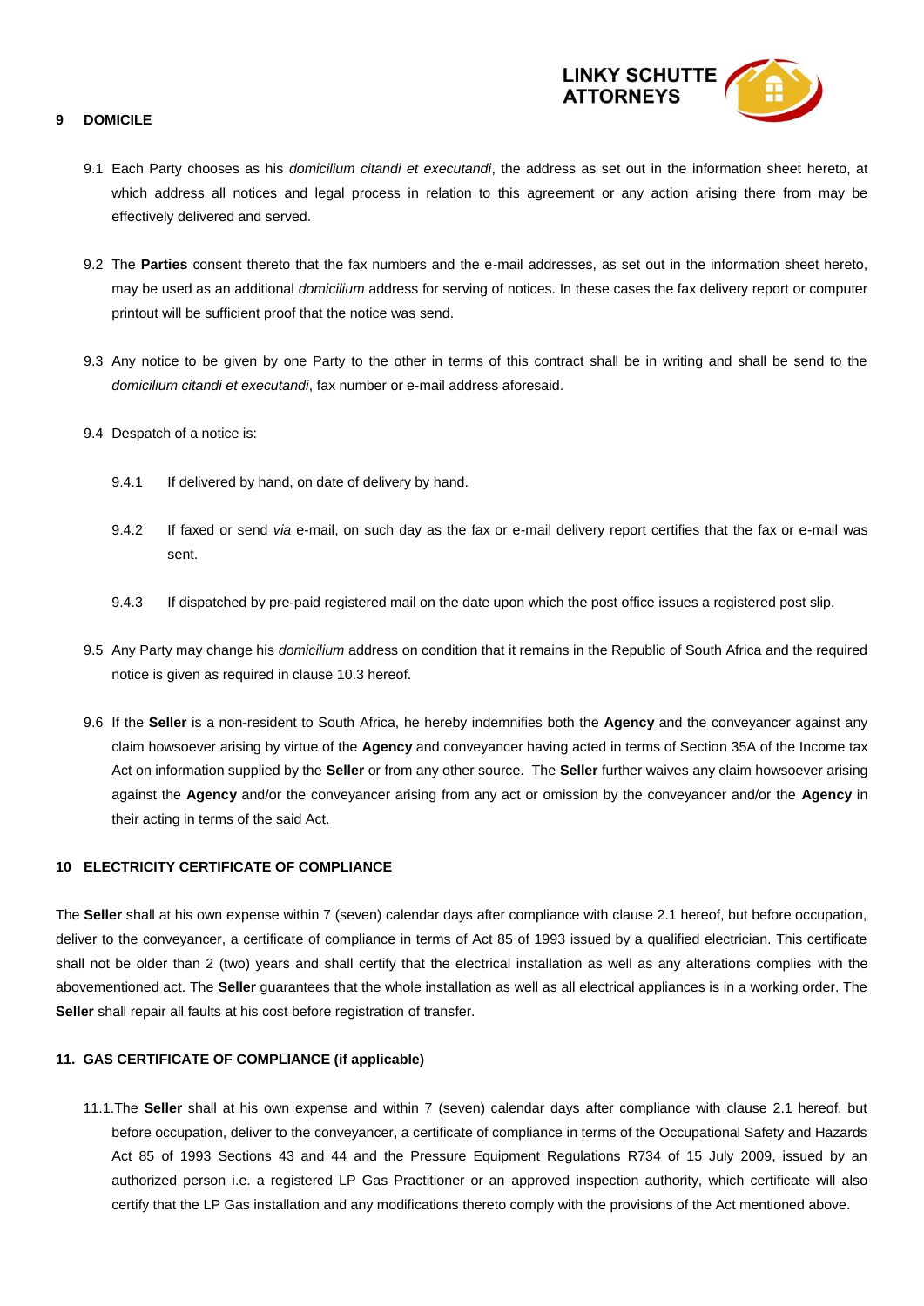## 9 DOMICILE

9.1 Each Party chooses as his *domicilium citandi et executandi*, the address as set out in the information sheet hereto, at which address all notices and legal process in relation to this agreement or any action arising there from may be effectively delivered and served.

9.2 The **Parties** consent thereto that the fax numbers and the e-mail addresses, as set out in the information sheet hereto, may be used as an additional *domicilium* address for serving of notices. In these cases the fax delivery report or computer printout will be sufficient proof that the notice was send.

9.3 Any notice to be given by one Party to the other in terms of this contract shall be in writing and shall be send to the *domicilium citandi et executandi*, fax number or e-mail address aforesaid.

9.4 Despatch of a notice is:

9.4.1 If delivered by hand, on date of delivery by hand.

9.4.2 If faxed or send *via* e-mail, on such day as the fax or e-mail delivery report certifies that the fax or e-mail was sent.

9.4.3 If dispatched by pre-paid registered mail on the date upon which the post office issues a registered post slip.

9.5 Any Party may change his *domicilium* address on condition that it remains in the Republic of South Africa and the required notice is given as required in clause 10.3 hereof.

9.6 If the **Seller** is a non-resident to South Africa, he hereby indemnifies both the **Agency** and the conveyancer against any claim howsoever arising by virtue of the **Agency** and conveyancer having acted in terms of Section 35A of the Income tax Act on information supplied by the **Seller** or from any other source. The **Seller** further waives any claim howsoever arising against the **Agency** and/or the conveyancer arising from any act or omission by the conveyancer and/or the **Agency** in their acting in terms of the said Act.

## 10 ELECTRICITY CERTIFICATE OF COMPLIANCE

The **Seller** shall at his own expense within 7 (seven) calendar days after compliance with clause 2.1 hereof, but before occupation, deliver to the conveyancer, a certificate of compliance in terms of Act 85 of 1993 issued by a qualified electrician. This certificate shall not be older than 2 (two) years and shall certify that the electrical installation as well as any alterations complies with the abovementioned act. The **Seller** guarantees that the whole installation as well as all electrical appliances is in a working order. The **Seller** shall repair all faults at his cost before registration of transfer.

## 11. GAS CERTIFICATE OF COMPLIANCE (if applicable)

11.1.The **Seller** shall at his own expense and within 7 (seven) calendar days after compliance with clause 2.1 hereof, but before occupation, deliver to the conveyancer, a certificate of compliance in terms of the Occupational Safety and Hazards Act 85 of 1993 Sections 43 and 44 and the Pressure Equipment Regulations R734 of 15 July 2009, issued by an authorized person i.e. a registered LP Gas Practitioner or an approved inspection authority, which certificate will also certify that the LP Gas installation and any modifications thereto comply with the provisions of the Act mentioned above.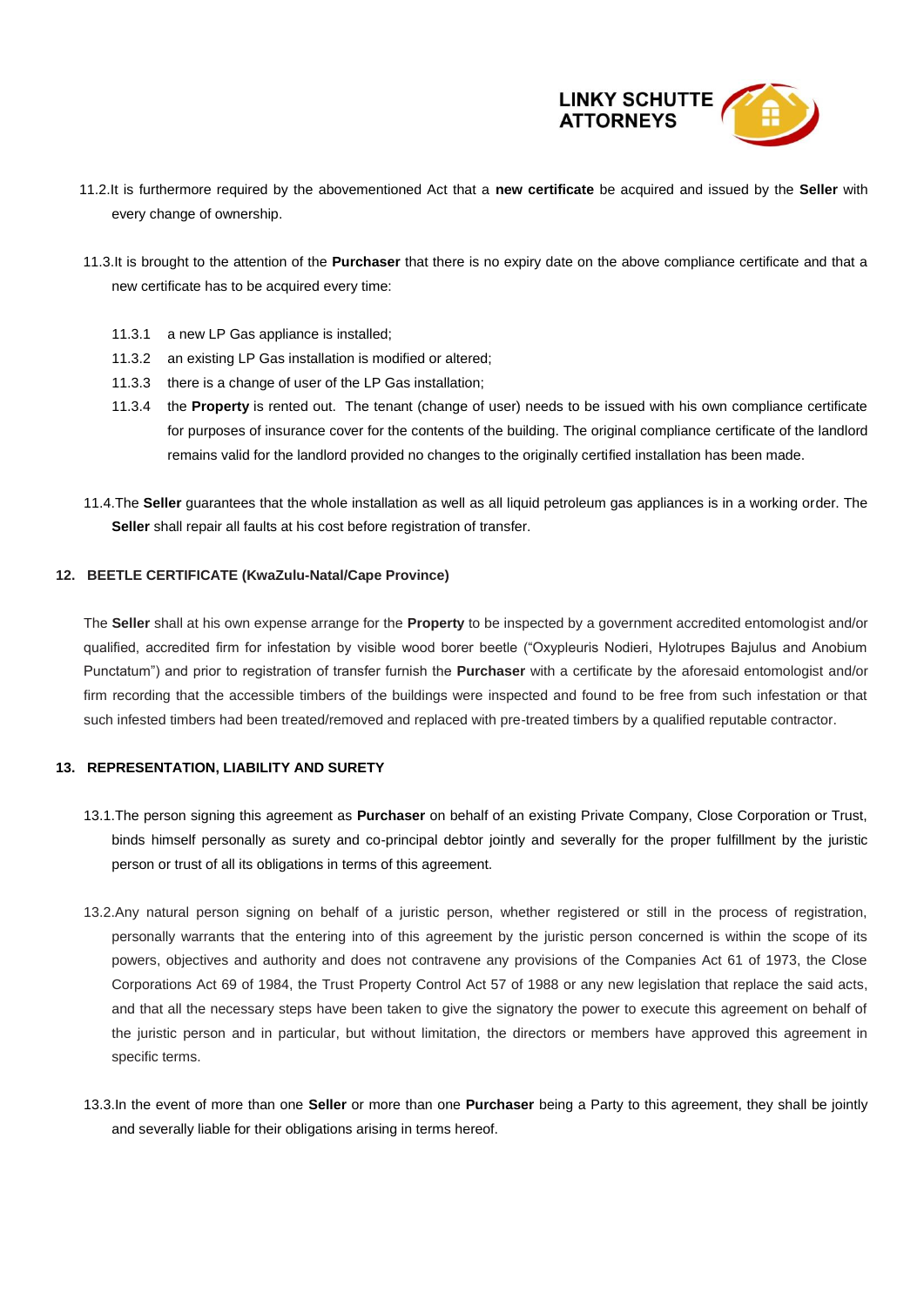11.2. It is furthermore required by the abovementioned Act that a **new certificate** be acquired and issued by the **Seller** with every change of ownership.

11.3. It is brought to the attention of the **Purchaser** that there is no expiry date on the above compliance certificate and that a new certificate has to be acquired every time:

- 11.3.1 a new LP Gas appliance is installed;
- 11.3.2 an existing LP Gas installation is modified or altered;
- 11.3.3 there is a change of user of the LP Gas installation;
- 11.3.4 the **Property** is rented out. The tenant (change of user) needs to be issued with his own compliance certificate for purposes of insurance cover for the contents of the building. The original compliance certificate of the landlord remains valid for the landlord provided no changes to the originally certified installation has been made.

11.4. The **Seller** guarantees that the whole installation as well as all liquid petroleum gas appliances is in a working order. The **Seller** shall repair all faults at his cost before registration of transfer.

## 12. BEETLE CERTIFICATE (KwaZulu-Natal/Cape Province)

The **Seller** shall at his own expense arrange for the **Property** to be inspected by a government accredited entomologist and/or qualified, accredited firm for infestation by visible wood borer beetle ("Oxypleuris Nodieri, Hylotrupes Bajulus and Anobium Punctatum") and prior to registration of transfer furnish the **Purchaser** with a certificate by the aforesaid entomologist and/or firm recording that the accessible timbers of the buildings were inspected and found to be free from such infestation or that such infested timbers had been treated/removed and replaced with pre-treated timbers by a qualified reputable contractor.

## 13. REPRESENTATION, LIABILITY AND SURETY

13.1. The person signing this agreement as **Purchaser** on behalf of an existing Private Company, Close Corporation or Trust, binds himself personally as surety and co-principal debtor jointly and severally for the proper fulfillment by the juristic person or trust of all its obligations in terms of this agreement.

13.2. Any natural person signing on behalf of a juristic person, whether registered or still in the process of registration, personally warrants that the entering into of this agreement by the juristic person concerned is within the scope of its powers, objectives and authority and does not contravene any provisions of the Companies Act 61 of 1973, the Close Corporations Act 69 of 1984, the Trust Property Control Act 57 of 1988 or any new legislation that replace the said acts, and that all the necessary steps have been taken to give the signatory the power to execute this agreement on behalf of the juristic person and in particular, but without limitation, the directors or members have approved this agreement in specific terms.

13.3. In the event of more than one **Seller** or more than one **Purchaser** being a Party to this agreement, they shall be jointly and severally liable for their obligations arising in terms hereof.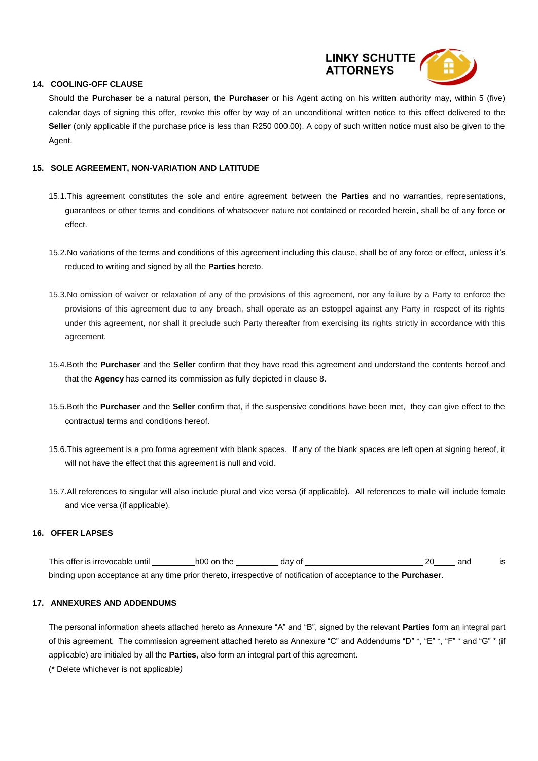## 14. COOLING-OFF CLAUSE

Should the **Purchaser** be a natural person, the **Purchaser** or his Agent acting on his written authority may, within 5 (five) calendar days of signing this offer, revoke this offer by way of an unconditional written notice to this effect delivered to the **Seller** (only applicable if the purchase price is less than R250 000.00). A copy of such written notice must also be given to the Agent.

## 15. SOLE AGREEMENT, NON-VARIATION AND LATITUDE

15.1. This agreement constitutes the sole and entire agreement between the **Parties** and no warranties, representations, guarantees or other terms and conditions of whatsoever nature not contained or recorded herein, shall be of any force or effect.

15.2. No variations of the terms and conditions of this agreement including this clause, shall be of any force or effect, unless it's reduced to writing and signed by all the **Parties** hereto.

15.3. No omission of waiver or relaxation of any of the provisions of this agreement, nor any failure by a Party to enforce the provisions of this agreement due to any breach, shall operate as an estoppel against any Party in respect of its rights under this agreement, nor shall it preclude such Party thereafter from exercising its rights strictly in accordance with this agreement.

15.4. Both the **Purchaser** and the **Seller** confirm that they have read this agreement and understand the contents hereof and that the **Agency** has earned its commission as fully depicted in clause 8.

15.5. Both the **Purchaser** and the **Seller** confirm that, if the suspensive conditions have been met, they can give effect to the contractual terms and conditions hereof.

15.6. This agreement is a pro forma agreement with blank spaces. If any of the blank spaces are left open at signing hereof, it will not have the effect that this agreement is null and void.

15.7. All references to singular will also include plural and vice versa (if applicable). All references to male will include female and vice versa (if applicable).

## 16. OFFER LAPSES

This offer is irrevocable until __________h00 on the __________ day of __________________________ 20_____ and is binding upon acceptance at any time prior thereto, irrespective of notification of acceptance to the **Purchaser**.

## 17. ANNEXURES AND ADDENDUMS

The personal information sheets attached hereto as Annexure "A" and "B", signed by the relevant **Parties** form an integral part of this agreement. The commission agreement attached hereto as Annexure "C" and Addendums "D" *, "E" *, "F" * and "G" * (if applicable) are initialed by all the **Parties**, also form an integral part of this agreement.
(* Delete whichever is not applicable*)*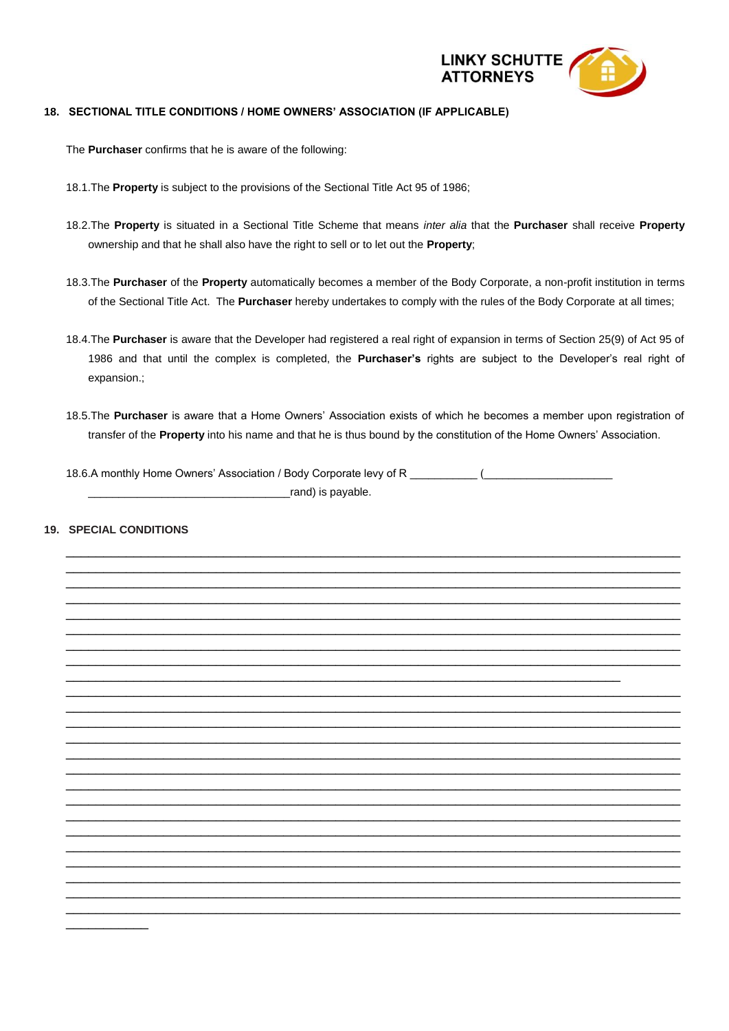## 18. SECTIONAL TITLE CONDITIONS / HOME OWNERS' ASSOCIATION (IF APPLICABLE)

The **Purchaser** confirms that he is aware of the following:

18.1. The **Property** is subject to the provisions of the Sectional Title Act 95 of 1986;

18.2. The **Property** is situated in a Sectional Title Scheme that means *inter alia* that the **Purchaser** shall receive **Property** ownership and that he shall also have the right to sell or to let out the **Property**;

18.3. The **Purchaser** of the **Property** automatically becomes a member of the Body Corporate, a non-profit institution in terms of the Sectional Title Act. The **Purchaser** hereby undertakes to comply with the rules of the Body Corporate at all times;

18.4. The **Purchaser** is aware that the Developer had registered a real right of expansion in terms of Section 25(9) of Act 95 of 1986 and that until the complex is completed, the **Purchaser's** rights are subject to the Developer's real right of expansion.;

18.5. The **Purchaser** is aware that a Home Owners' Association exists of which he becomes a member upon registration of transfer of the **Property** into his name and that he is thus bound by the constitution of the Home Owners' Association.

18.6. A monthly Home Owners' Association / Body Corporate levy of R ___________ (_____________________ _________________________________rand) is payable.

## 19. SPECIAL CONDITIONS

_____________________________________________________________________________________________
_____________________________________________________________________________________________
_____________________________________________________________________________________________
_____________________________________________________________________________________________
_____________________________________________________________________________________________
_____________________________________________________________________________________________
_____________________________________________________________________________________________
_____________________________________________________________________________________________
_____________________________________________________________________________________
_____________________________________________________________________________________________
_____________________________________________________________________________________________
_____________________________________________________________________________________________
_____________________________________________________________________________________________
_____________________________________________________________________________________________
_____________________________________________________________________________________________
_____________________________________________________________________________________________
_____________________________________________________________________________________________
_____________________________________________________________________________________________
_____________________________________________________________________________________________
_____________________________________________________________________________________________
_____________________________________________________________________________________________
_____________________________________________________________________________________________
_____________________________________________________________________________________________
_____________________________________________________________________________________________
_____________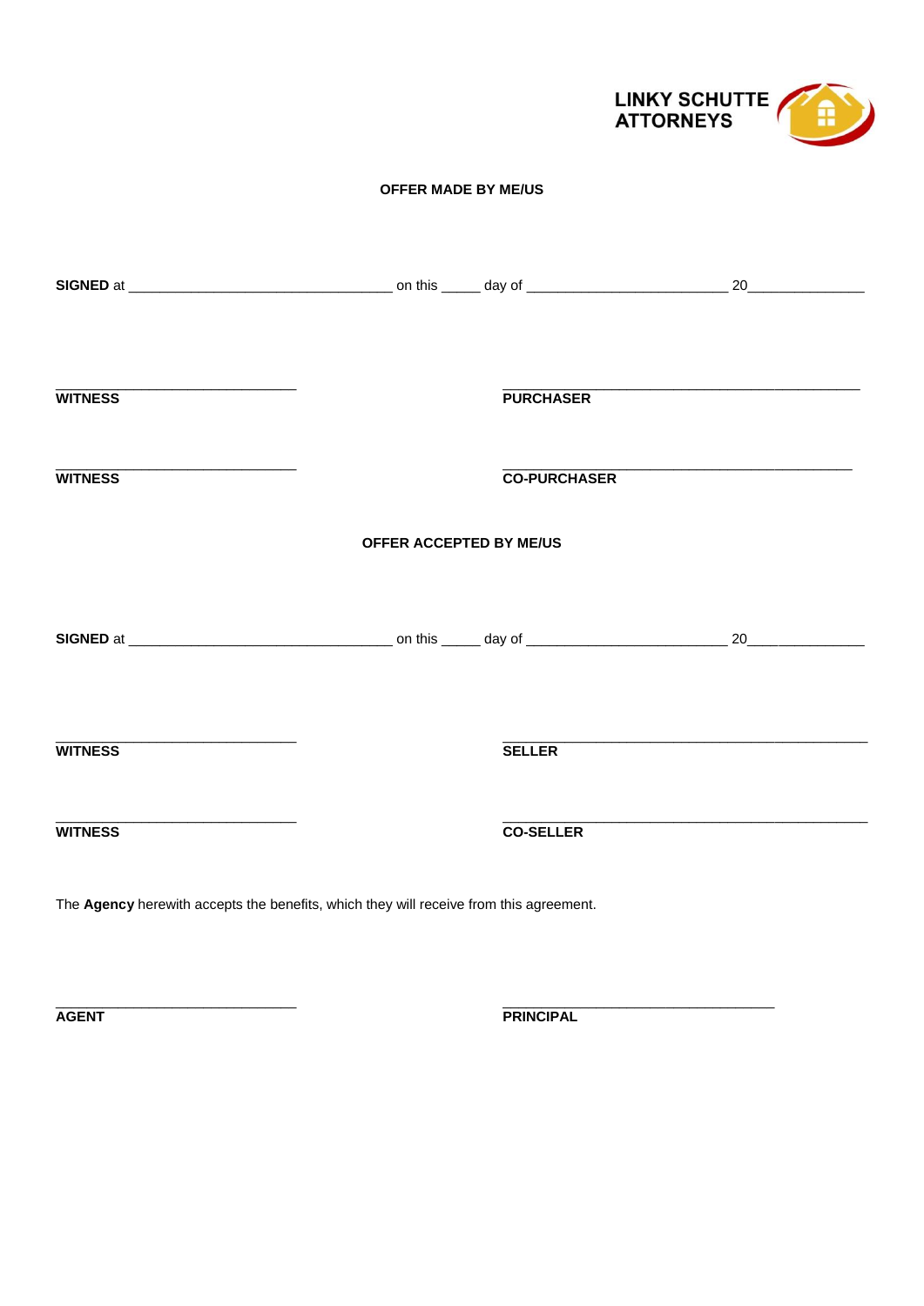**LINKY SCHUTTE ATTORNEYS**

**OFFER MADE BY ME/US**

**SIGNED** at __________________________________ on this _____ day of __________________________ 20_______________

______________________________ 
**WITNESS**

______________________________________________ 
**PURCHASER**

______________________________ 
**WITNESS**

______________________________________________ 
**CO-PURCHASER**

**OFFER ACCEPTED BY ME/US**

**SIGNED** at __________________________________ on this _____ day of __________________________ 20_______________

______________________________ 
**WITNESS**

______________________________________________ 
**SELLER**

______________________________ 
**WITNESS**

______________________________________________ 
**CO-SELLER**

The **Agency** herewith accepts the benefits, which they will receive from this agreement.

______________________________ 
**AGENT**

__________________________________ 
**PRINCIPAL**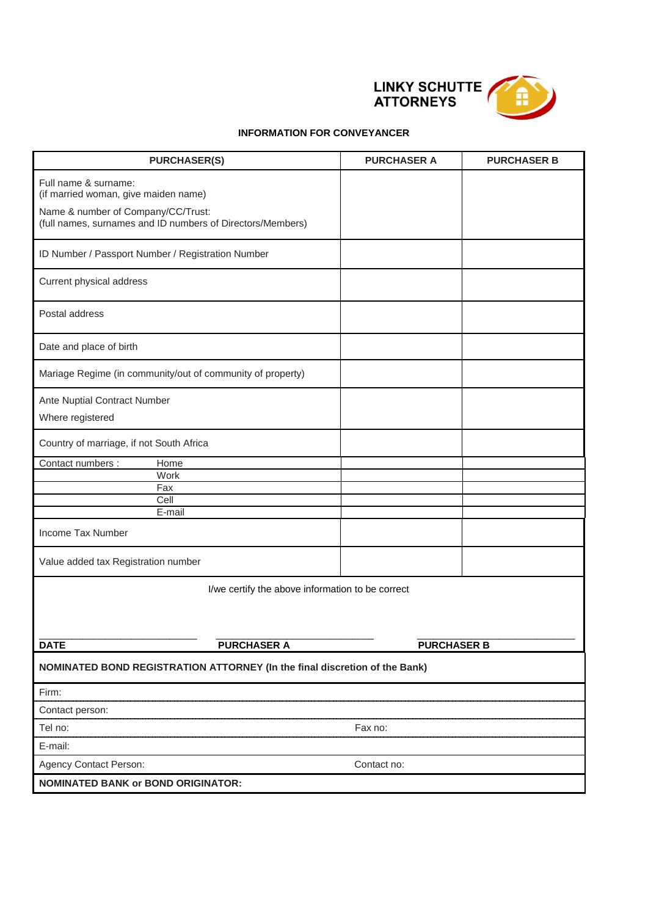**LINKY SCHUTTE ATTORNEYS**

**INFORMATION FOR CONVEYANCER**

| **PURCHASER(S)** | **PURCHASER A** | **PURCHASER B** |
|---|---|---|
| Full name & surname:<br>(if married woman, give maiden name)<br><br>Name & number of Company/CC/Trust:<br>(full names, surnames and ID numbers of Directors/Members) | | |
| ID Number / Passport Number / Registration Number | | |
| Current physical address | | |
| Postal address | | |
| Date and place of birth | | |
| Mariage Regime (in community/out of community of property) | | |
| Ante Nuptial Contract Number<br>Where registered | | |
| Country of marriage, if not South Africa | | |
| Contact numbers : Home | | |
| Work | | |
| Fax | | |
| Cell | | |
| E-mail | | |
| Income Tax Number | | |
| Value added tax Registration number | | |

I/we certify the above information to be correct

| ______________________ | ______________________ | ______________________ |
|---|---|---|
| **DATE** | **PURCHASER A** | **PURCHASER B** |

**NOMINATED BOND REGISTRATION ATTORNEY (In the final discretion of the Bank)**

| | |
|---|---|
| Firm: | |
| Contact person: | |
| Tel no: | Fax no: |
| E-mail: | |
| Agency Contact Person: | Contact no: |

**NOMINATED BANK or BOND ORIGINATOR:**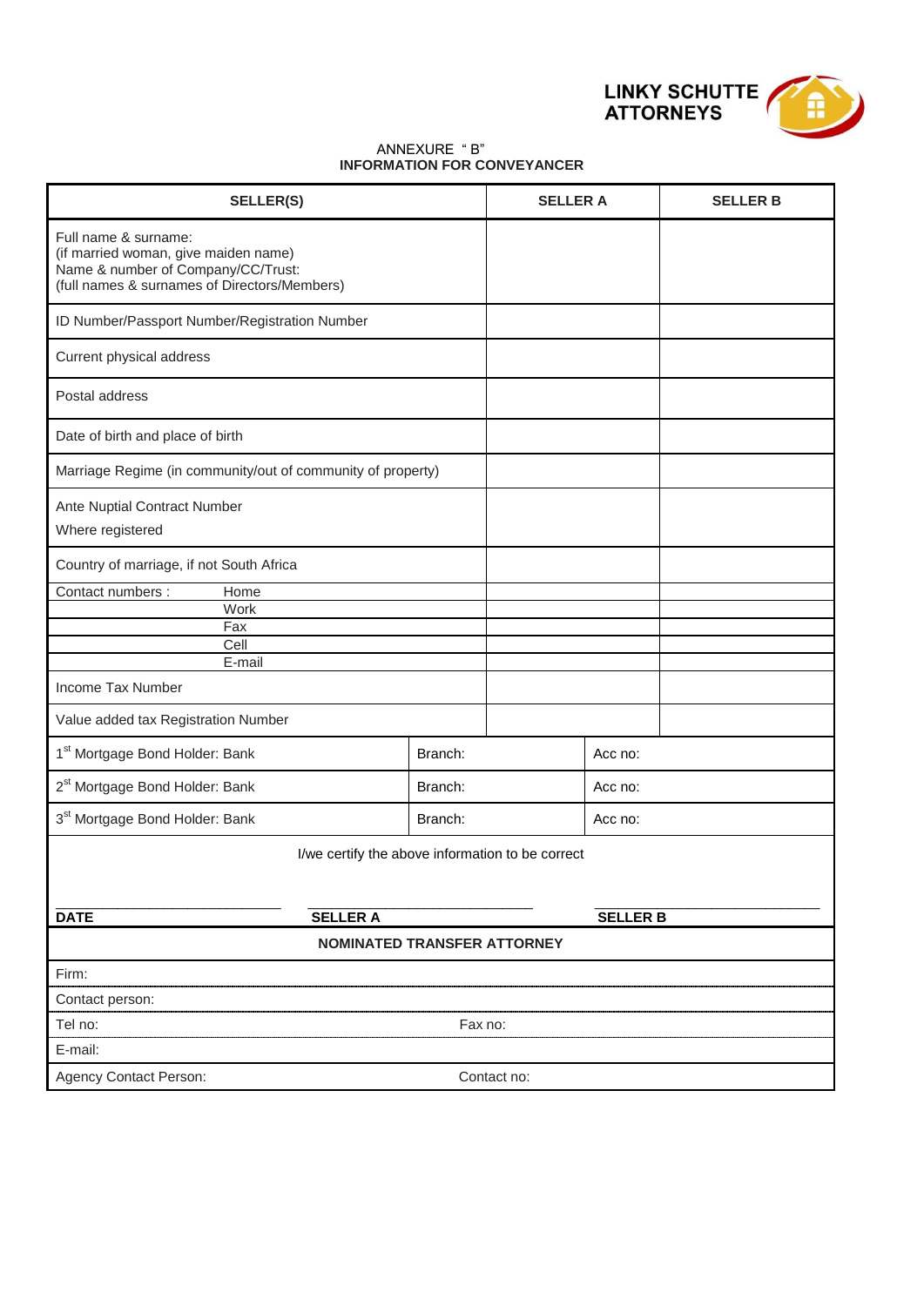LINKY SCHUTTE ATTORNEYS

ANNEXURE "B"
**INFORMATION FOR CONVEYANCER**

| **SELLER(S)** | **SELLER A** | **SELLER B** |
|---|---|---|
| Full name & surname:<br>(if married woman, give maiden name)<br>Name & number of Company/CC/Trust:<br>(full names & surnames of Directors/Members) | | |
| ID Number/Passport Number/Registration Number | | |
| Current physical address | | |
| Postal address | | |
| Date of birth and place of birth | | |
| Marriage Regime (in community/out of community of property) | | |
| Ante Nuptial Contract Number<br>Where registered | | |
| Country of marriage, if not South Africa | | |
| Contact numbers : Home | | |
| Work | | |
| Fax | | |
| Cell | | |
| E-mail | | |
| Income Tax Number | | |
| Value added tax Registration Number | | |

| | | |
|---|---|---|
| 1st Mortgage Bond Holder: Bank | Branch: | Acc no: |
| 2nd Mortgage Bond Holder: Bank | Branch: | Acc no: |
| 3rd Mortgage Bond Holder: Bank | Branch: | Acc no: |

I/we certify the above information to be correct

______________________________ ______________________________ ______________________________
**DATE** **SELLER A** **SELLER B**

| **NOMINATED TRANSFER ATTORNEY** | |
|---|---|
| Firm: | |
| Contact person: | |
| Tel no: | Fax no: |
| E-mail: | |
| Agency Contact Person: | Contact no: |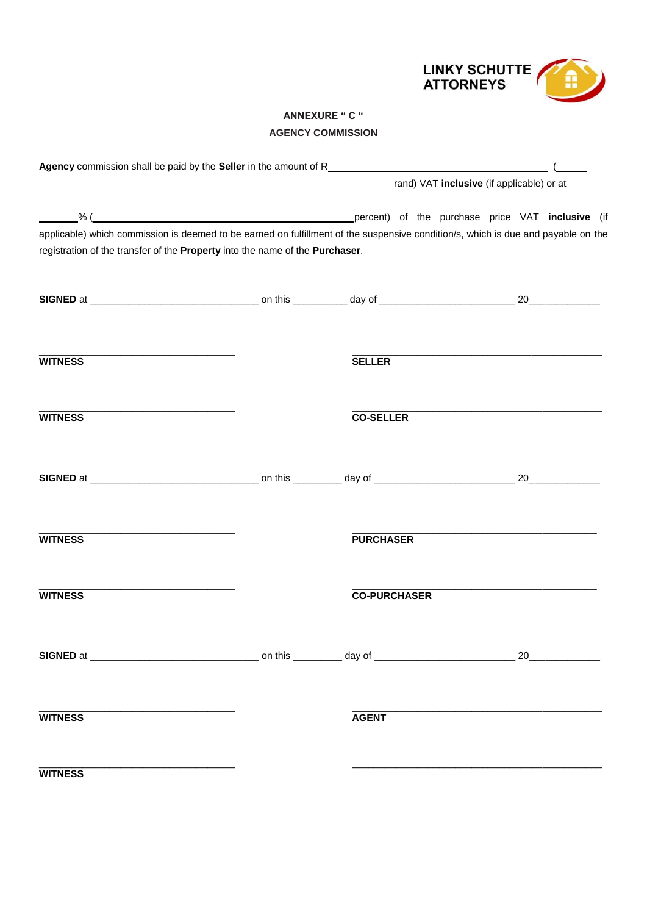LINKY SCHUTTE ATTORNEYS

### ANNEXURE " C "

### AGENCY COMMISSION

**Agency** commission shall be paid by the **Seller** in the amount of R________________________________________ (______ ____________________________________________________________________ rand) VAT **inclusive** (if applicable) or at ___

_______% (_____________________________________________percent) of the purchase price VAT **inclusive** (if applicable) which commission is deemed to be earned on fulfillment of the suspensive condition/s, which is due and payable on the registration of the transfer of the **Property** into the name of the **Purchaser**.

**SIGNED** at _______________________________ on this __________ day of _________________________ 20____________

_________________________________

**WITNESS**

______________________________________________

**SELLER**

_________________________________

**WITNESS**

______________________________________________

**CO-SELLER**

**SIGNED** at _______________________________ on this _________ day of __________________________ 20_____________

_________________________________

**WITNESS**

______________________________________________

**PURCHASER**

_________________________________

**WITNESS**

______________________________________________

**CO-PURCHASER**

**SIGNED** at _______________________________ on this _________ day of __________________________ 20_____________

_________________________________

**WITNESS**

______________________________________________

**AGENT**

_________________________________

**WITNESS**

______________________________________________